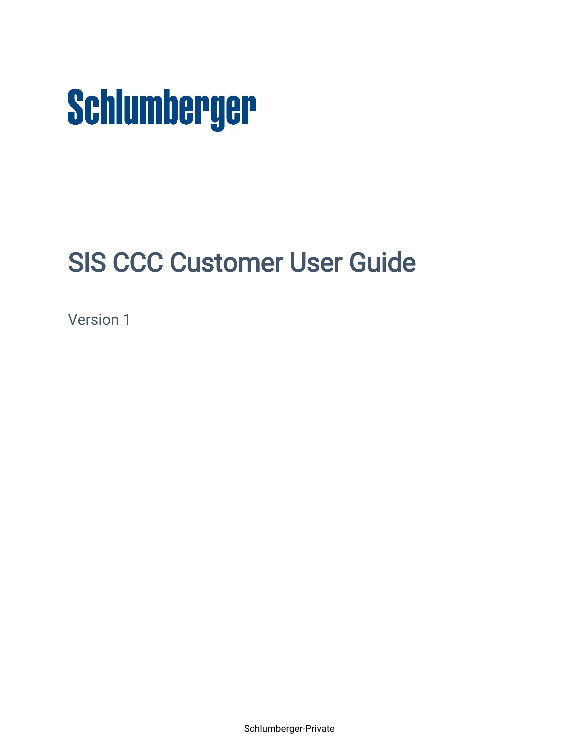Schlumberger

# SIS CCC Customer User Guide

Version 1

Schlumberger-Private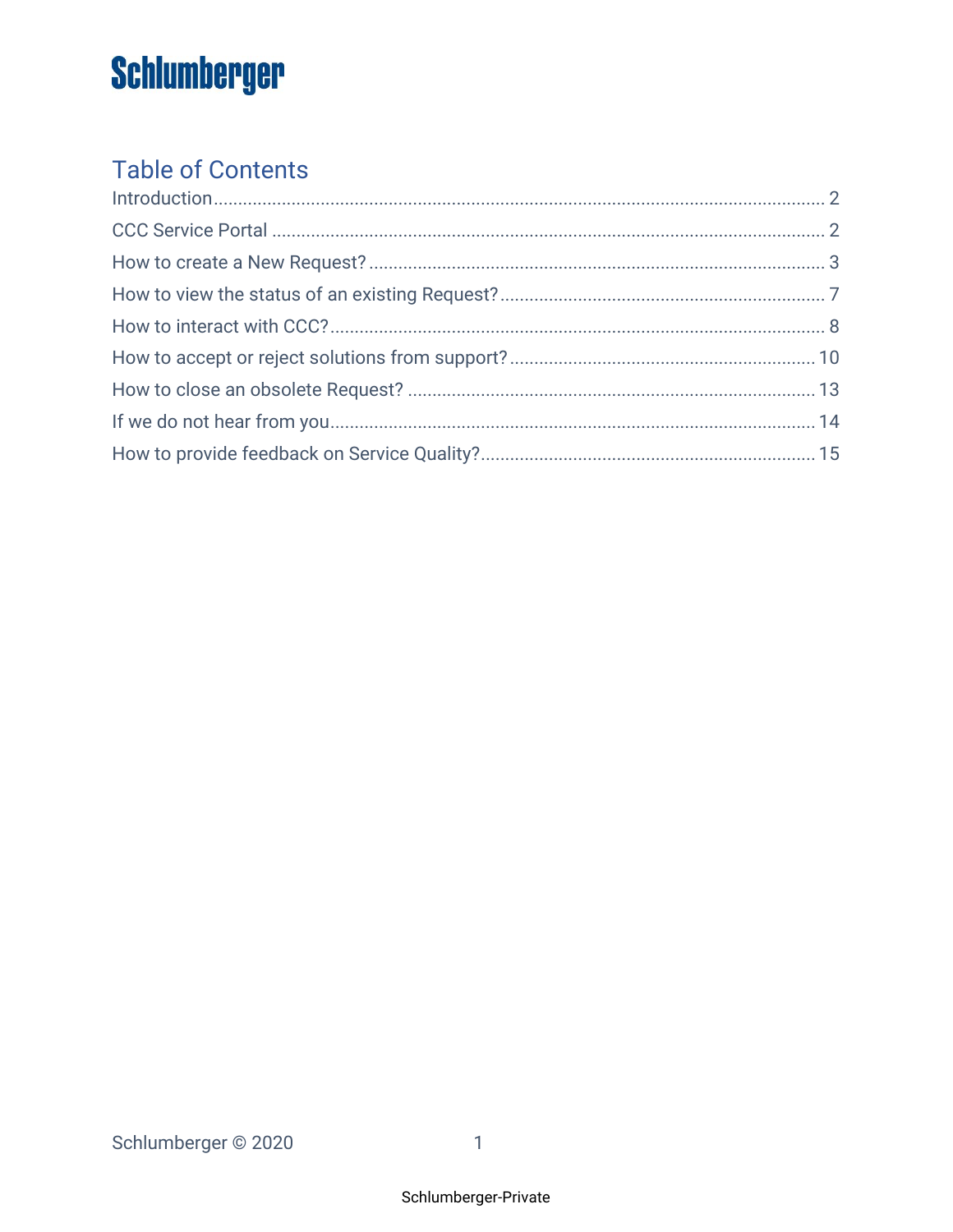# Schlumberger

## Table of Contents

Introduction .......... 2

CCC Service Portal .......... 2

How to create a New Request? .......... 3

How to view the status of an existing Request? .......... 7

How to interact with CCC? .......... 8

How to accept or reject solutions from support? .......... 10

How to close an obsolete Request? .......... 13

If we do not hear from you .......... 14

How to provide feedback on Service Quality? .......... 15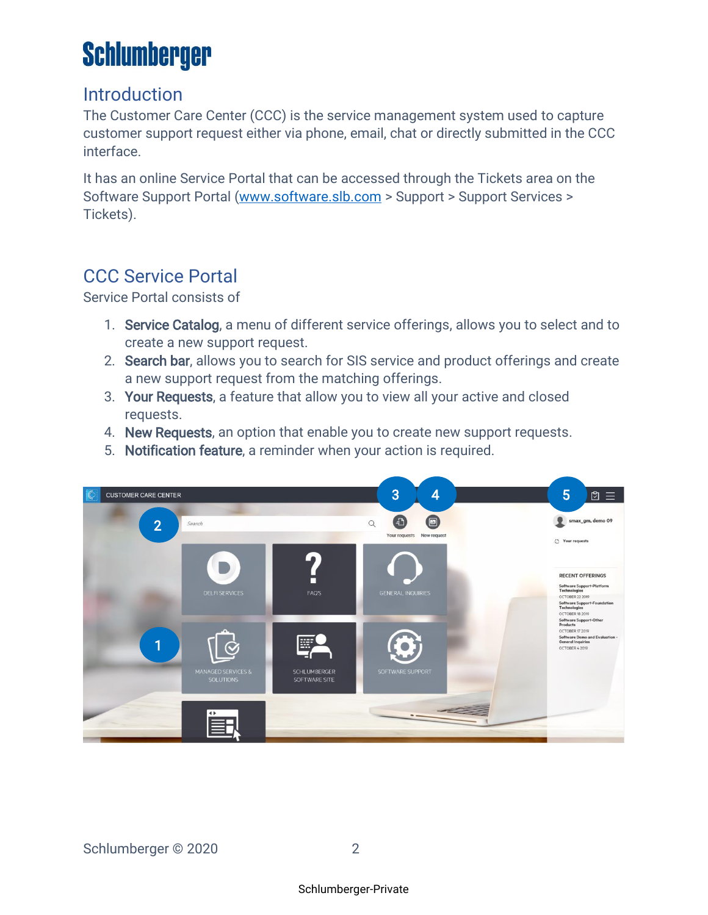# Schlumberger

## Introduction

The Customer Care Center (CCC) is the service management system used to capture customer support request either via phone, email, chat or directly submitted in the CCC interface.

It has an online Service Portal that can be accessed through the Tickets area on the Software Support Portal ([www.software.slb.com](http://www.software.slb.com) > Support > Support Services > Tickets).

## CCC Service Portal

Service Portal consists of

1. **Service Catalog**, a menu of different service offerings, allows you to select and to create a new support request.
2. **Search bar**, allows you to search for SIS service and product offerings and create a new support request from the matching offerings.
3. **Your Requests**, a feature that allow you to view all your active and closed requests.
4. **New Requests**, an option that enable you to create new support requests.
5. **Notification feature**, a reminder when your action is required.

Schlumberger © 2020

Schlumberger-Private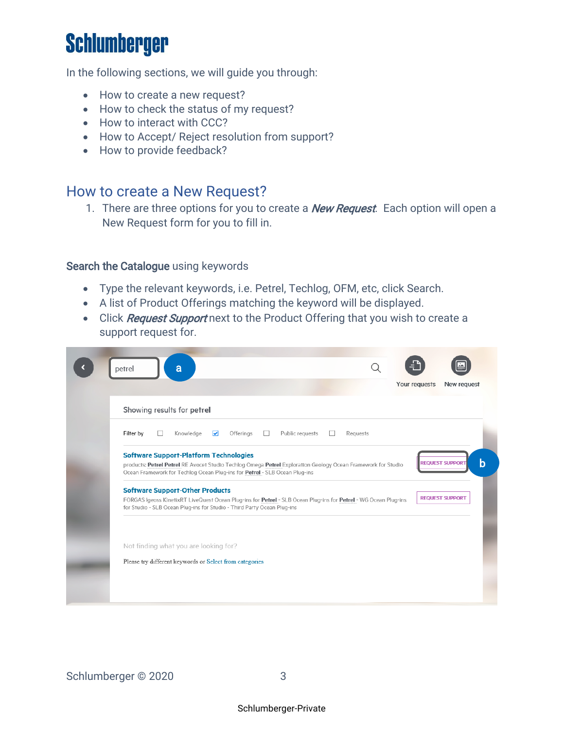In the following sections, we will guide you through:

- How to create a new request?
- How to check the status of my request?
- How to interact with CCC?
- How to Accept/ Reject resolution from support?
- How to provide feedback?

## How to create a New Request?

1. There are three options for you to create a ***New Request***. Each option will open a New Request form for you to fill in.

**Search the Catalogue** using keywords

- Type the relevant keywords, i.e. Petrel, Techlog, OFM, etc, click Search.
- A list of Product Offerings matching the keyword will be displayed.
- Click ***Request Support*** next to the Product Offering that you wish to create a support request for.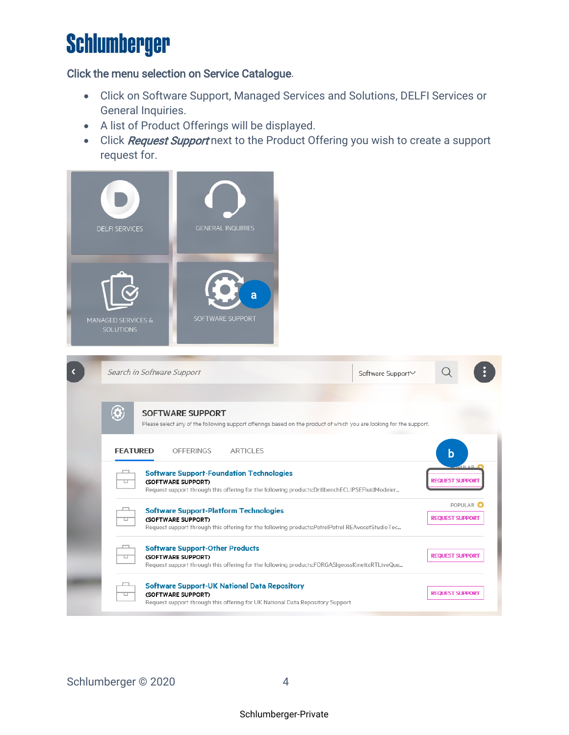Click the menu selection on Service Catalogue.

- Click on Software Support, Managed Services and Solutions, DELFI Services or General Inquiries.
- A list of Product Offerings will be displayed.
- Click ***Request Support*** next to the Product Offering you wish to create a support request for.

DELFI SERVICES

GENERAL INQUIRIES

MANAGED SERVICES & SOLUTIONS

SOFTWARE SUPPORT

a

Search in Software Support

Software Support

SOFTWARE SUPPORT

Please select any of the following support offerings based on the product of which you are looking for the support.

FEATURED OFFERINGS ARTICLES

b

**Software Support-Foundation Technologies**
(SOFTWARE SUPPORT)
Request support through this offering for the following products:DrillbenchECLIPSEFluidModeler...
REQUEST SUPPORT

POPULAR
**Software Support-Platform Technologies**
(SOFTWARE SUPPORT)
Request support through this offering for the following products:PetrelPetrel REAvocetStudioTec...
REQUEST SUPPORT

**Software Support-Other Products**
(SOFTWARE SUPPORT)
Request support through this offering for the following products:FORGASIgeossKinetixRTLiveQue...
REQUEST SUPPORT

**Software Support-UK National Data Repository**
(SOFTWARE SUPPORT)
Request support through this offering for UK National Data Repository Support
REQUEST SUPPORT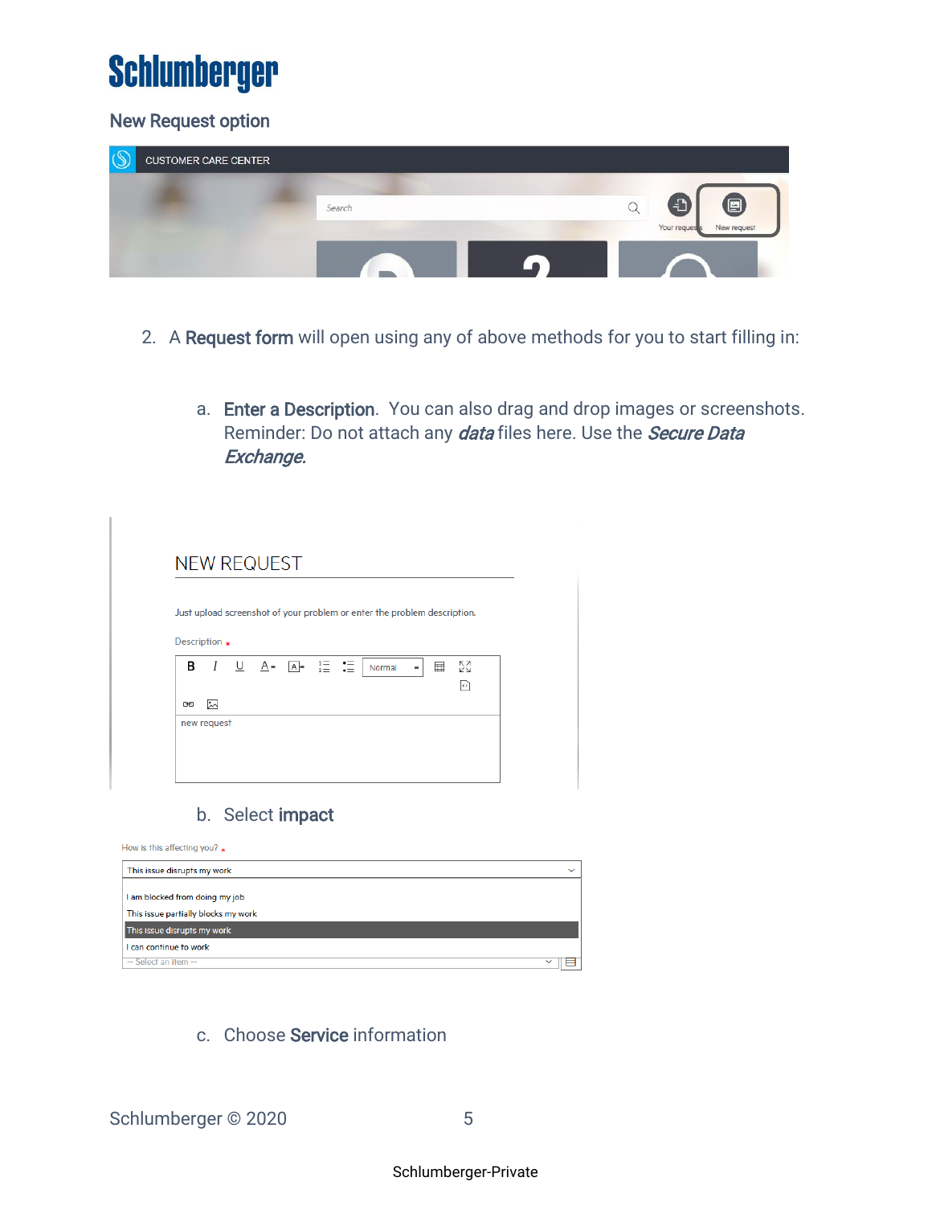New Request option

2. A **Request form** will open using any of above methods for you to start filling in:

   a. **Enter a Description**. You can also drag and drop images or screenshots. Reminder: Do not attach any ***data*** files here. Use the ***Secure Data Exchange.***

   b. Select **impact**

   c. Choose **Service** information

Schlumberger-Private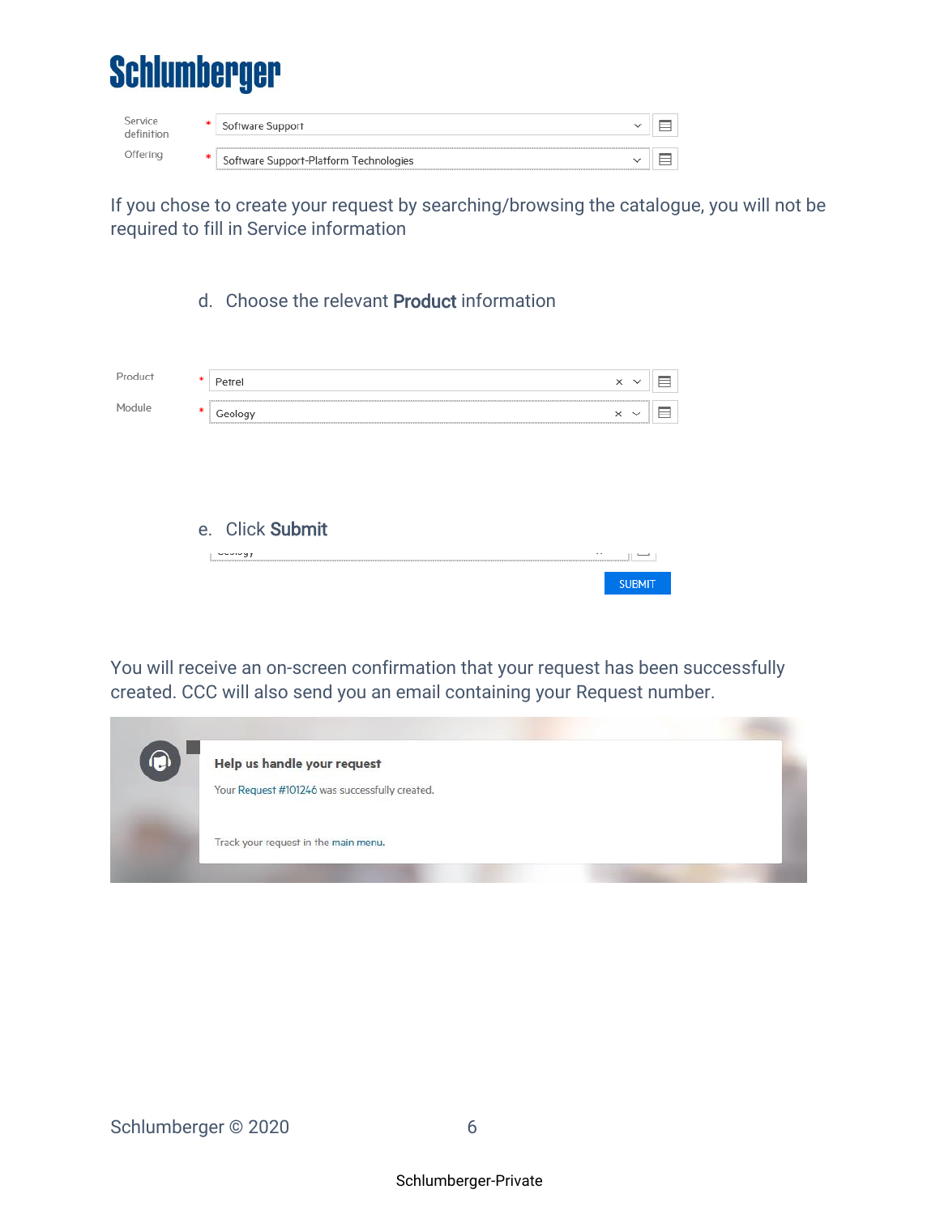Service definition * Software Support

Offering * Software Support-Platform Technologies

If you chose to create your request by searching/browsing the catalogue, you will not be required to fill in Service information

d. Choose the relevant **Product** information

Product * Petrel

Module * Geology

e. Click **Submit**

SUBMIT

You will receive an on-screen confirmation that your request has been successfully created. CCC will also send you an email containing your Request number.

**Help us handle your request**

Your Request #101246 was successfully created.

Track your request in the main menu.

Schlumberger-Private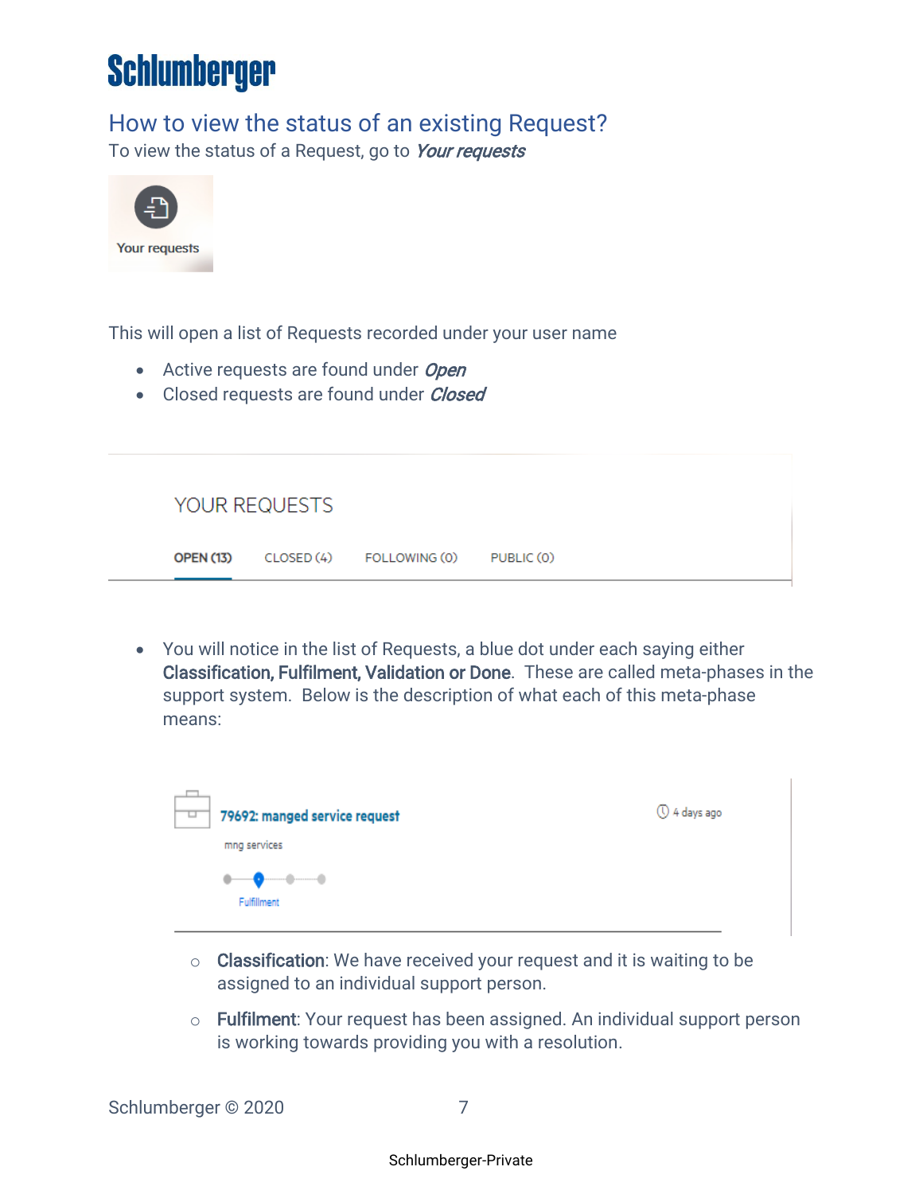# How to view the status of an existing Request?

To view the status of a Request, go to ***Your requests***

Your requests

This will open a list of Requests recorded under your user name

- Active requests are found under ***Open***
- Closed requests are found under ***Closed***

YOUR REQUESTS

OPEN (13) CLOSED (4) FOLLOWING (0) PUBLIC (0)

- You will notice in the list of Requests, a blue dot under each saying either **Classification, Fulfilment, Validation or Done**. These are called meta-phases in the support system. Below is the description of what each of this meta-phase means:

79692: manged service request

mng services

Fulfillment

4 days ago

  - **Classification**: We have received your request and it is waiting to be assigned to an individual support person.
  - **Fulfilment**: Your request has been assigned. An individual support person is working towards providing you with a resolution.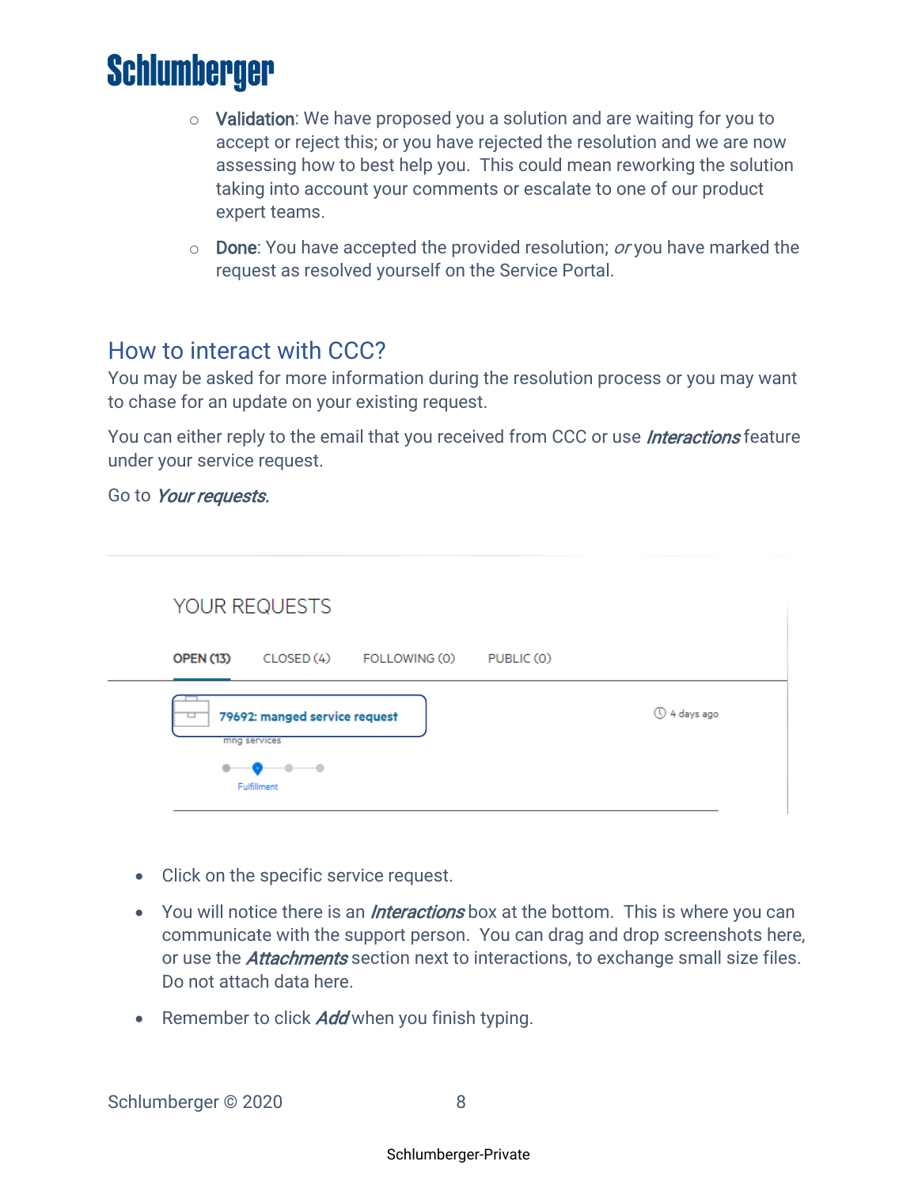- **Validation**: We have proposed you a solution and are waiting for you to accept or reject this; or you have rejected the resolution and we are now assessing how to best help you. This could mean reworking the solution taking into account your comments or escalate to one of our product expert teams.
- **Done**: You have accepted the provided resolution; *or* you have marked the request as resolved yourself on the Service Portal.

## How to interact with CCC?

You may be asked for more information during the resolution process or you may want to chase for an update on your existing request.

You can either reply to the email that you received from CCC or use ***Interactions*** feature under your service request.

Go to ***Your requests.***

YOUR REQUESTS

OPEN (13) CLOSED (4) FOLLOWING (0) PUBLIC (0)

79692: manged service request

mng services

Fulfillment

4 days ago

- Click on the specific service request.
- You will notice there is an ***Interactions*** box at the bottom. This is where you can communicate with the support person. You can drag and drop screenshots here, or use the ***Attachments*** section next to interactions, to exchange small size files. Do not attach data here.
- Remember to click ***Add*** when you finish typing.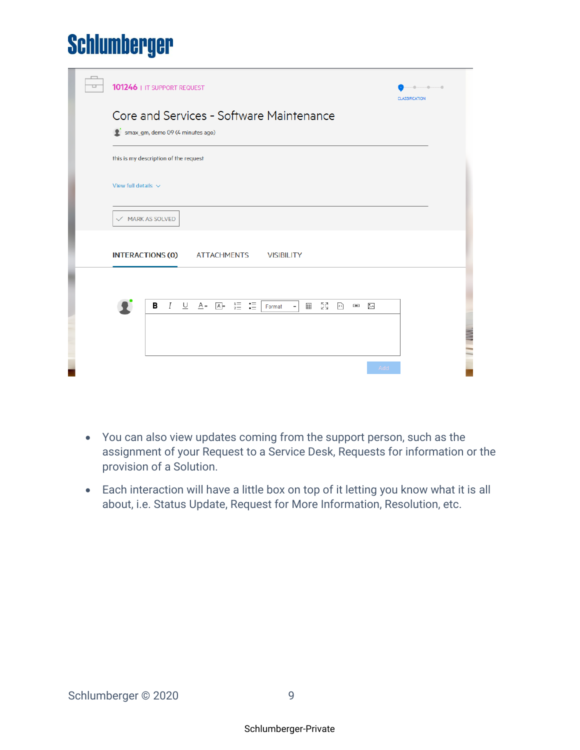101246 | IT SUPPORT REQUEST

CLASSIFICATION

Core and Services - Software Maintenance

smax_gm, demo 09 (4 minutes ago)

this is my description of the request

View full details

MARK AS SOLVED

INTERACTIONS (0) ATTACHMENTS VISIBILITY

Format

Add

- You can also view updates coming from the support person, such as the assignment of your Request to a Service Desk, Requests for information or the provision of a Solution.
- Each interaction will have a little box on top of it letting you know what it is all about, i.e. Status Update, Request for More Information, Resolution, etc.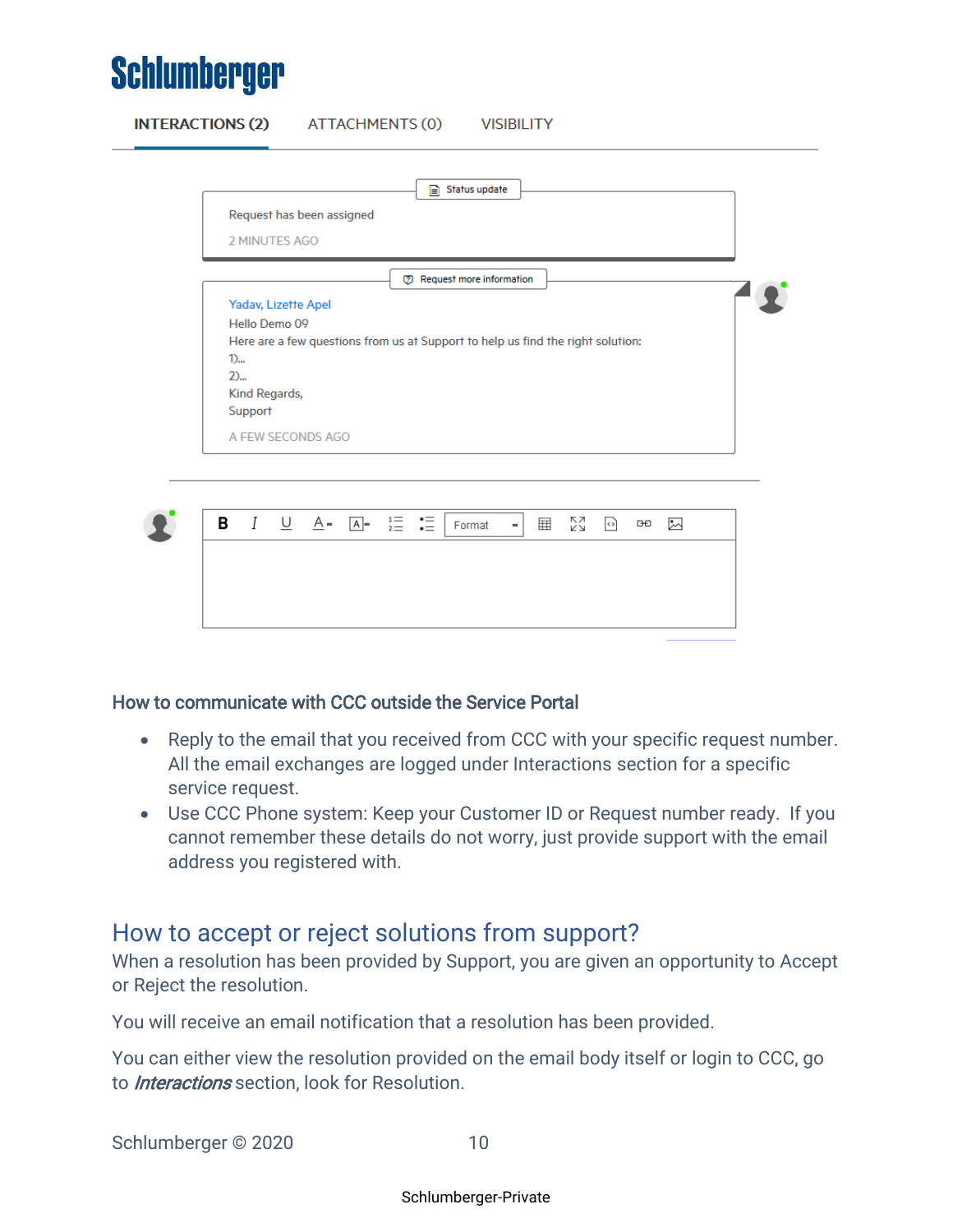INTERACTIONS (2) ATTACHMENTS (0) VISIBILITY

Status update

Request has been assigned

2 MINUTES AGO

Request more information

Yadav, Lizette Apel
Hello Demo 09
Here are a few questions from us at Support to help us find the right solution:
1)...
2)...
Kind Regards,
Support

A FEW SECONDS AGO

Format

### How to communicate with CCC outside the Service Portal

- Reply to the email that you received from CCC with your specific request number. All the email exchanges are logged under Interactions section for a specific service request.
- Use CCC Phone system: Keep your Customer ID or Request number ready. If you cannot remember these details do not worry, just provide support with the email address you registered with.

## How to accept or reject solutions from support?

When a resolution has been provided by Support, you are given an opportunity to Accept or Reject the resolution.

You will receive an email notification that a resolution has been provided.

You can either view the resolution provided on the email body itself or login to CCC, go to ***Interactions*** section, look for Resolution.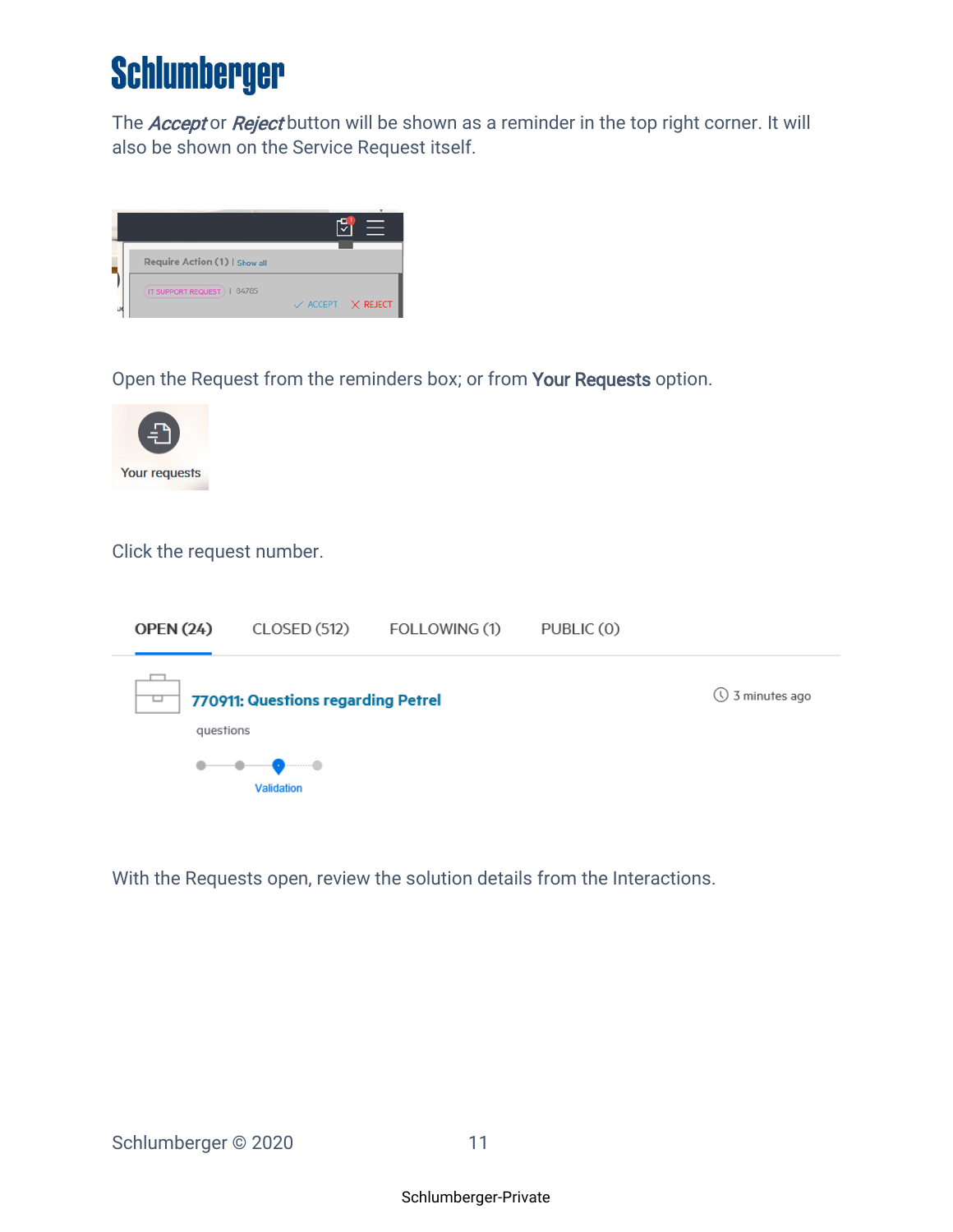The *Accept* or *Reject* button will be shown as a reminder in the top right corner. It will also be shown on the Service Request itself.

Open the Request from the reminders box; or from **Your Requests** option.

Click the request number.

With the Requests open, review the solution details from the Interactions.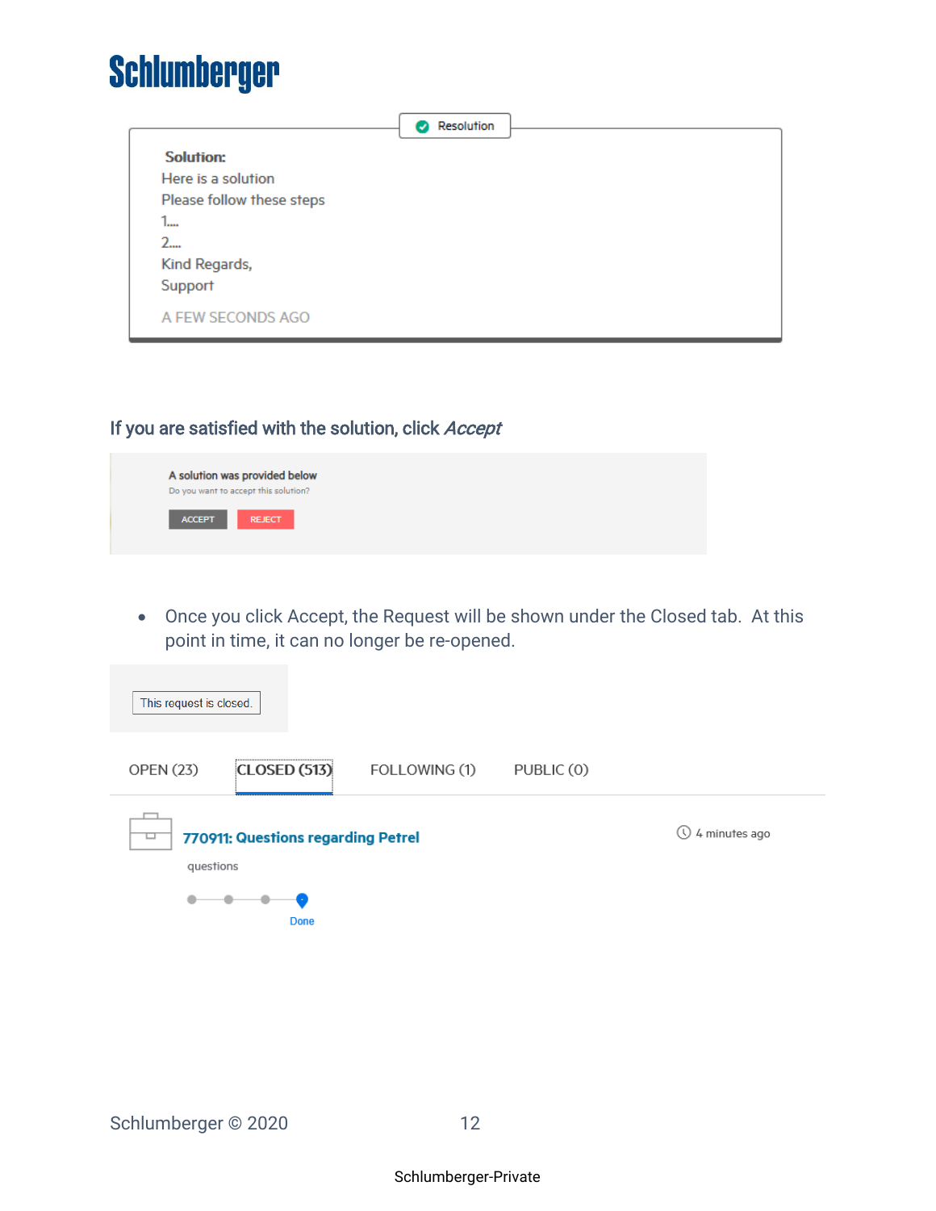Resolution

**Solution:**
Here is a solution
Please follow these steps
1....
2....
Kind Regards,
Support

A FEW SECONDS AGO

If you are satisfied with the solution, click *Accept*

A solution was provided below
Do you want to accept this solution?

ACCEPT REJECT

- Once you click Accept, the Request will be shown under the Closed tab. At this point in time, it can no longer be re-opened.

This request is closed.

OPEN (23) **CLOSED (513)** FOLLOWING (1) PUBLIC (0)

770911: Questions regarding Petrel

questions

Done

4 minutes ago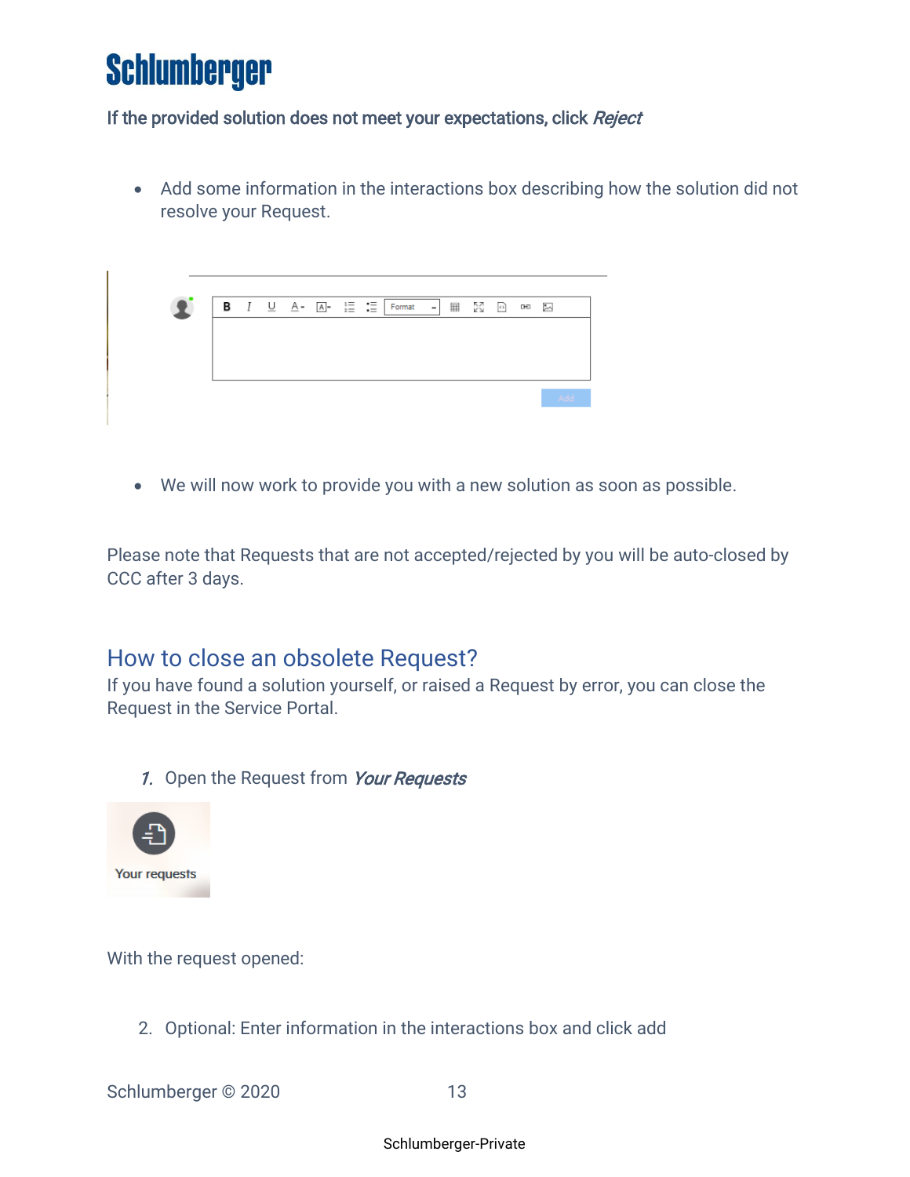If the provided solution does not meet your expectations, click *Reject*

- Add some information in the interactions box describing how the solution did not resolve your Request.

- We will now work to provide you with a new solution as soon as possible.

Please note that Requests that are not accepted/rejected by you will be auto-closed by CCC after 3 days.

## How to close an obsolete Request?

If you have found a solution yourself, or raised a Request by error, you can close the Request in the Service Portal.

1. Open the Request from ***Your Requests***

With the request opened:

2. Optional: Enter information in the interactions box and click add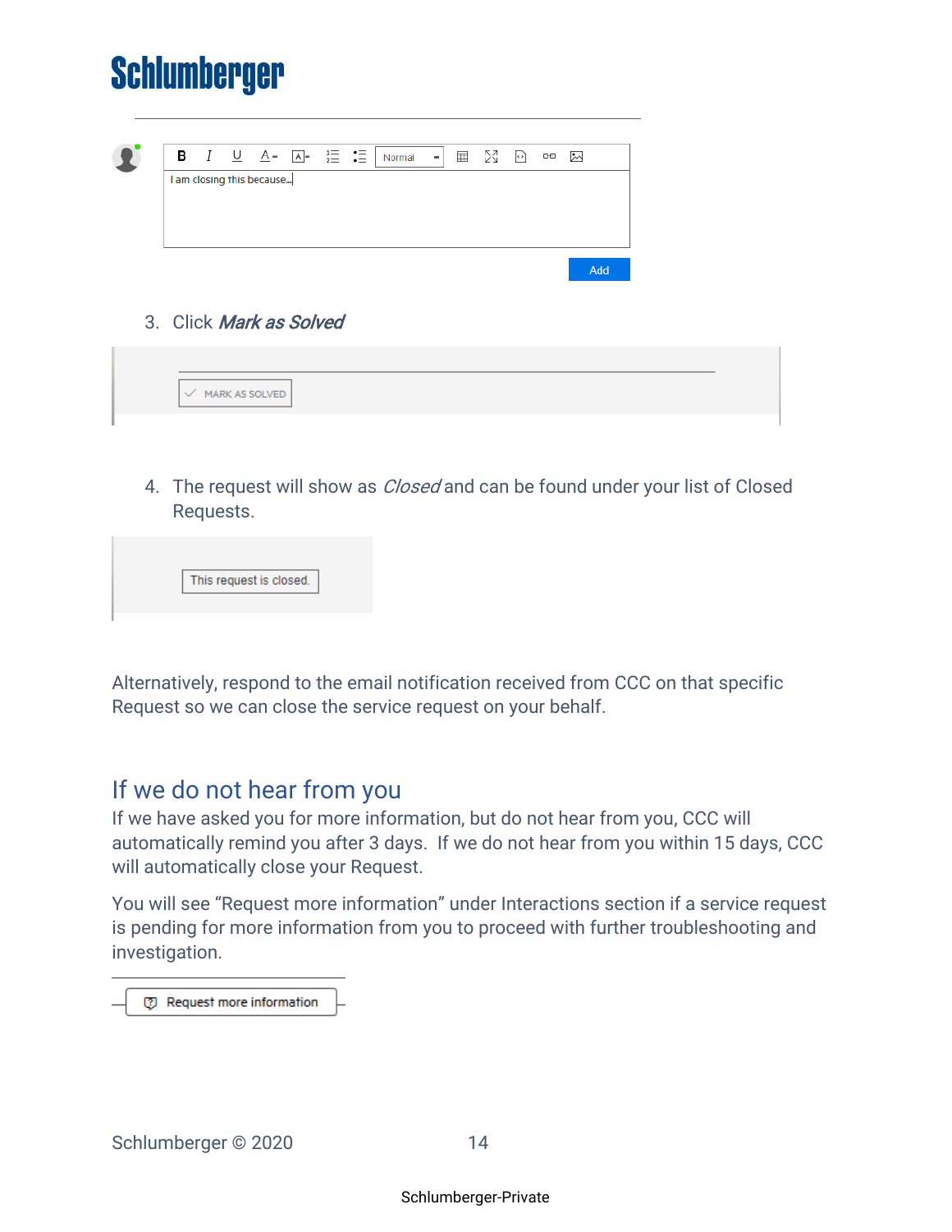3. Click *Mark as Solved*

4. The request will show as *Closed* and can be found under your list of Closed Requests.

Alternatively, respond to the email notification received from CCC on that specific Request so we can close the service request on your behalf.

## If we do not hear from you

If we have asked you for more information, but do not hear from you, CCC will automatically remind you after 3 days. If we do not hear from you within 15 days, CCC will automatically close your Request.

You will see “Request more information” under Interactions section if a service request is pending for more information from you to proceed with further troubleshooting and investigation.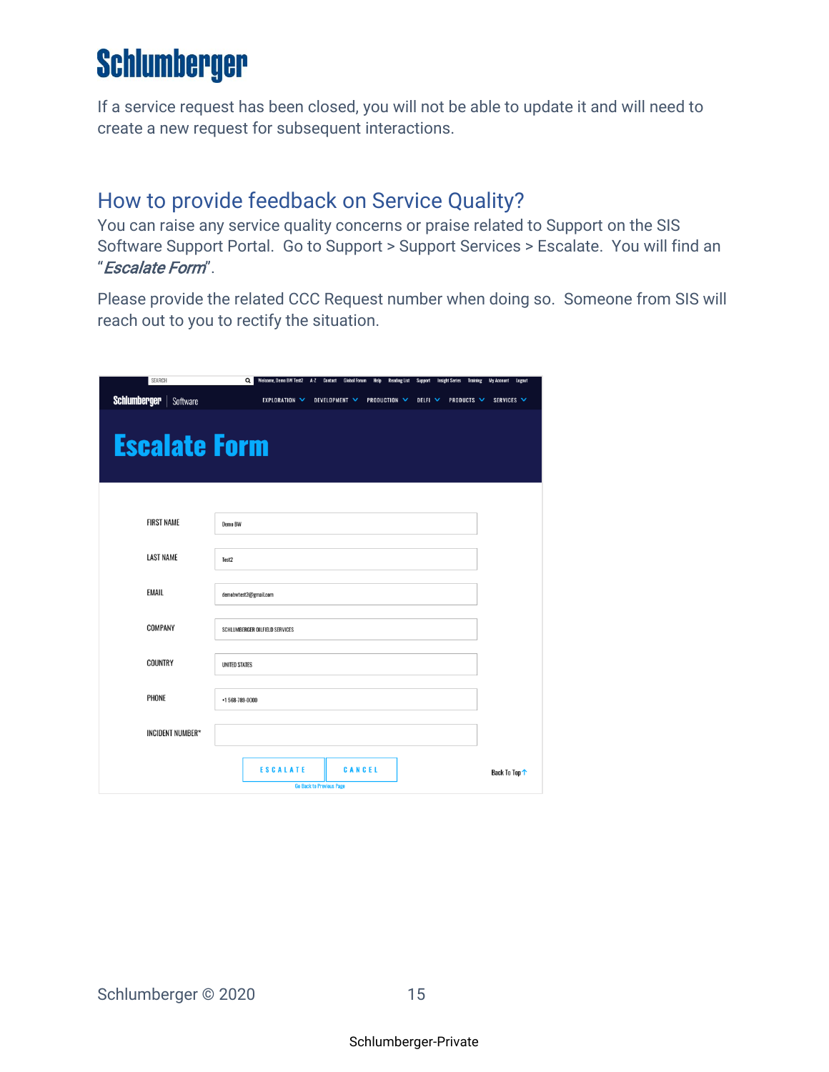If a service request has been closed, you will not be able to update it and will need to create a new request for subsequent interactions.

## How to provide feedback on Service Quality?

You can raise any service quality concerns or praise related to Support on the SIS Software Support Portal. Go to Support > Support Services > Escalate. You will find an "*Escalate Form*".

Please provide the related CCC Request number when doing so. Someone from SIS will reach out to you to rectify the situation.